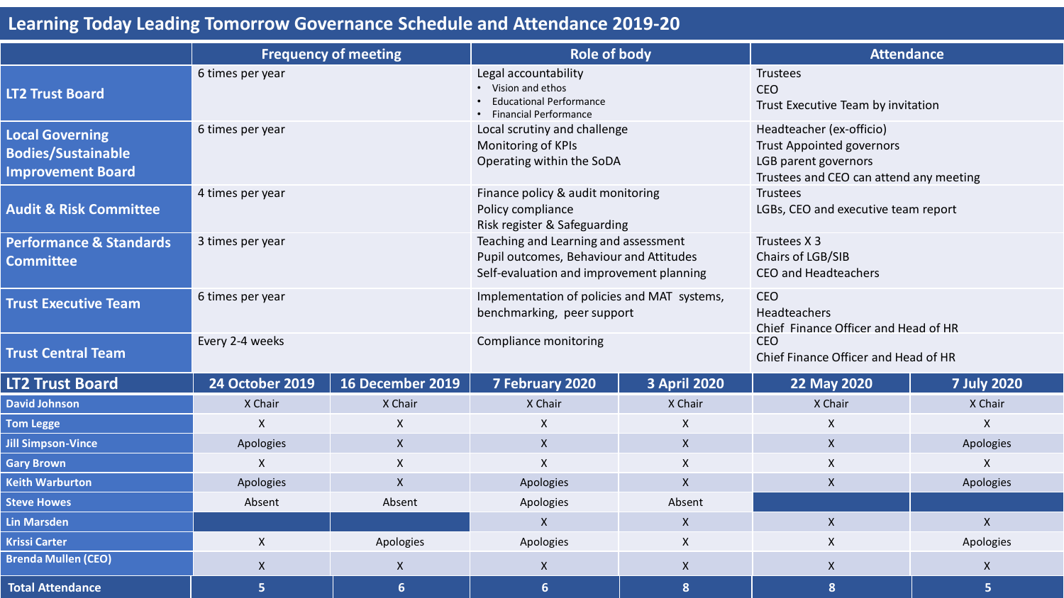# Learning Today Leading Tomorrow Governance Schedule and Attendance 2019-20

| | Frequency of meeting | Role of body | Attendance |
|---|---|---|---|
| **LT2 Trust Board** | 6 times per year | Legal accountability<br>• Vision and ethos<br>• Educational Performance<br>• Financial Performance | Trustees<br>CEO<br>Trust Executive Team by invitation |
| **Local Governing Bodies/Sustainable Improvement Board** | 6 times per year | Local scrutiny and challenge<br>Monitoring of KPIs<br>Operating within the SoDA | Headteacher (ex-officio)<br>Trust Appointed governors<br>LGB parent governors<br>Trustees and CEO can attend any meeting |
| **Audit & Risk Committee** | 4 times per year | Finance policy & audit monitoring<br>Policy compliance<br>Risk register & Safeguarding | Trustees<br>LGBs, CEO and executive team report |
| **Performance & Standards Committee** | 3 times per year | Teaching and Learning and assessment<br>Pupil outcomes, Behaviour and Attitudes<br>Self-evaluation and improvement planning | Trustees X 3<br>Chairs of LGB/SIB<br>CEO and Headteachers |
| **Trust Executive Team** | 6 times per year | Implementation of policies and MAT systems, benchmarking, peer support | CEO<br>Headteachers<br>Chief Finance Officer and Head of HR |
| **Trust Central Team** | Every 2-4 weeks | Compliance monitoring | CEO<br>Chief Finance Officer and Head of HR |

| LT2 Trust Board | 24 October 2019 | 16 December 2019 | 7 February 2020 | 3 April 2020 | 22 May 2020 | 7 July 2020 |
|---|---|---|---|---|---|---|
| David Johnson | X Chair | X Chair | X Chair | X Chair | X Chair | X Chair |
| Tom Legge | X | X | X | X | X | X |
| Jill Simpson-Vince | Apologies | X | X | X | X | Apologies |
| Gary Brown | X | X | X | X | X | X |
| Keith Warburton | Apologies | X | Apologies | X | X | Apologies |
| Steve Howes | Absent | Absent | Apologies | Absent | | |
| Lin Marsden | | | X | X | X | X |
| Krissi Carter | X | Apologies | Apologies | X | X | Apologies |
| Brenda Mullen (CEO) | X | X | X | X | X | X |
| **Total Attendance** | 5 | 6 | 6 | 8 | 8 | 5 |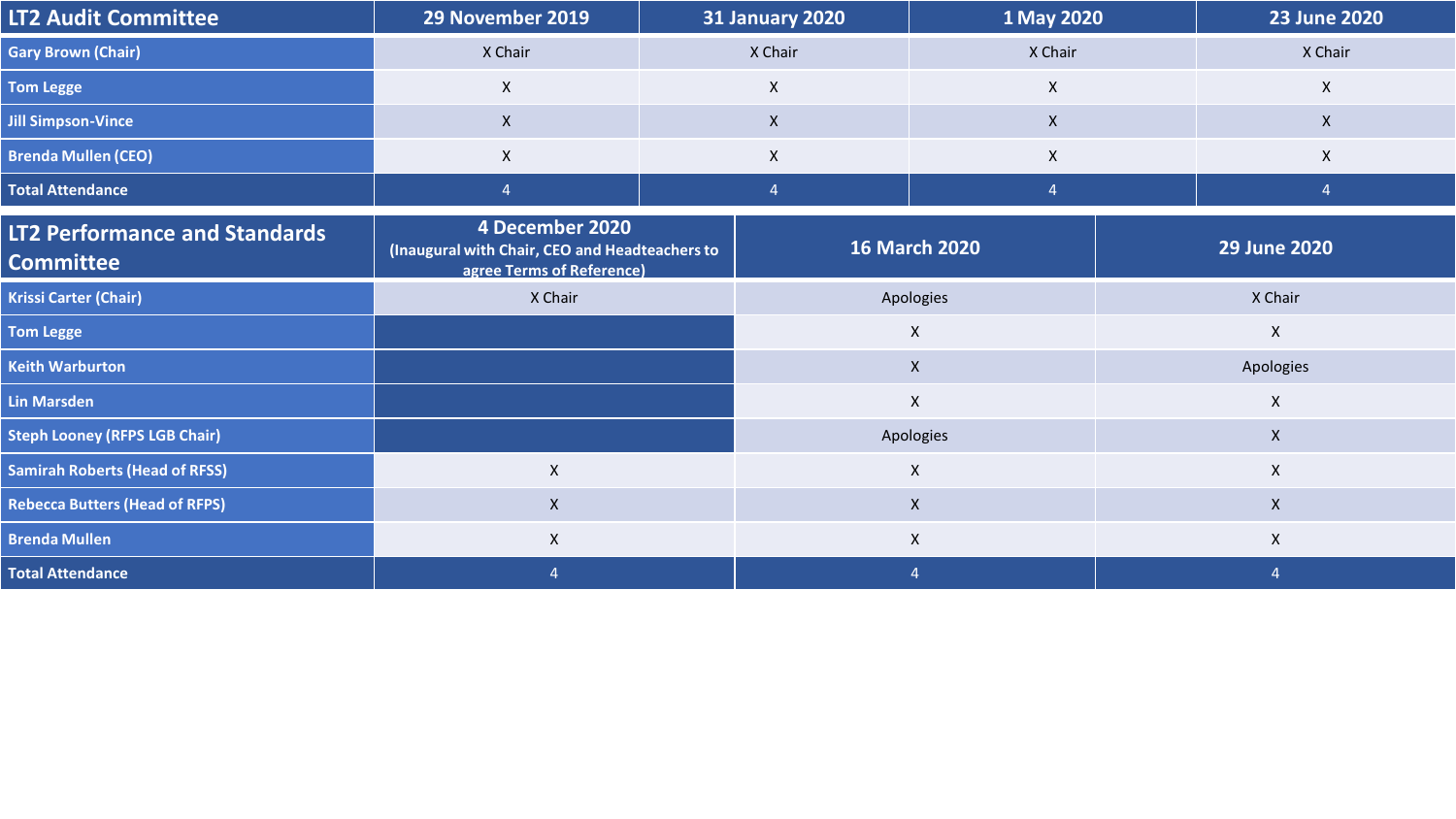| LT2 Audit Committee | 29 November 2019 | 31 January 2020 | 1 May 2020 | 23 June 2020 |
|---|---|---|---|---|
| Gary Brown (Chair) | X Chair | X Chair | X Chair | X Chair |
| Tom Legge | X | X | X | X |
| Jill Simpson-Vince | X | X | X | X |
| Brenda Mullen (CEO) | X | X | X | X |
| Total Attendance | 4 | 4 | 4 | 4 |

| LT2 Performance and Standards Committee | 4 December 2020 (Inaugural with Chair, CEO and Headteachers to agree Terms of Reference) | 16 March 2020 | 29 June 2020 |
|---|---|---|---|
| Krissi Carter (Chair) | X Chair | Apologies | X Chair |
| Tom Legge | | X | X |
| Keith Warburton | | X | Apologies |
| Lin Marsden | | X | X |
| Steph Looney (RFPS LGB Chair) | | Apologies | X |
| Samirah Roberts (Head of RFSS) | X | X | X |
| Rebecca Butters (Head of RFPS) | X | X | X |
| Brenda Mullen | X | X | X |
| Total Attendance | 4 | 4 | 4 |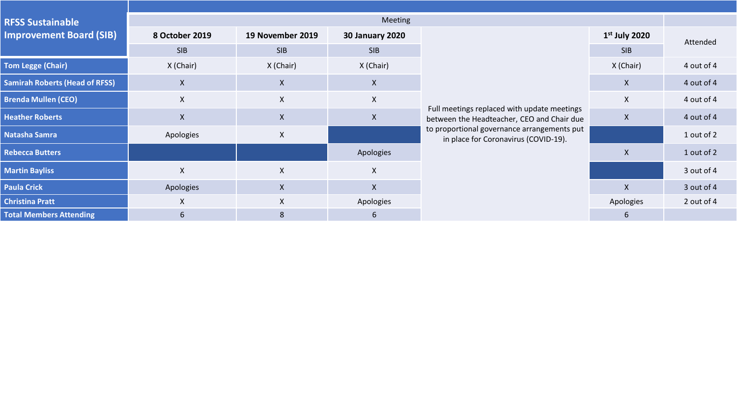| RFSS Sustainable Improvement Board (SIB) | Meeting | | | | | |
|---|---|---|---|---|---|---|
| | **8 October 2019** | **19 November 2019** | **30 January 2020** | Full meetings replaced with update meetings between the Headteacher, CEO and Chair due to proportional governance arrangements put in place for Coronavirus (COVID-19). | **1st July 2020** | Attended |
| | SIB | SIB | SIB | | SIB | |
| **Tom Legge (Chair)** | X (Chair) | X (Chair) | X (Chair) | | X (Chair) | 4 out of 4 |
| **Samirah Roberts (Head of RFSS)** | X | X | X | | X | 4 out of 4 |
| **Brenda Mullen (CEO)** | X | X | X | | X | 4 out of 4 |
| **Heather Roberts** | X | X | X | | X | 4 out of 4 |
| **Natasha Samra** | Apologies | X | | | | 1 out of 2 |
| **Rebecca Butters** | | | Apologies | | X | 1 out of 2 |
| **Martin Bayliss** | X | X | X | | | 3 out of 4 |
| **Paula Crick** | Apologies | X | X | | X | 3 out of 4 |
| **Christina Pratt** | X | X | Apologies | | Apologies | 2 out of 4 |
| **Total Members Attending** | 6 | 8 | 6 | | 6 | |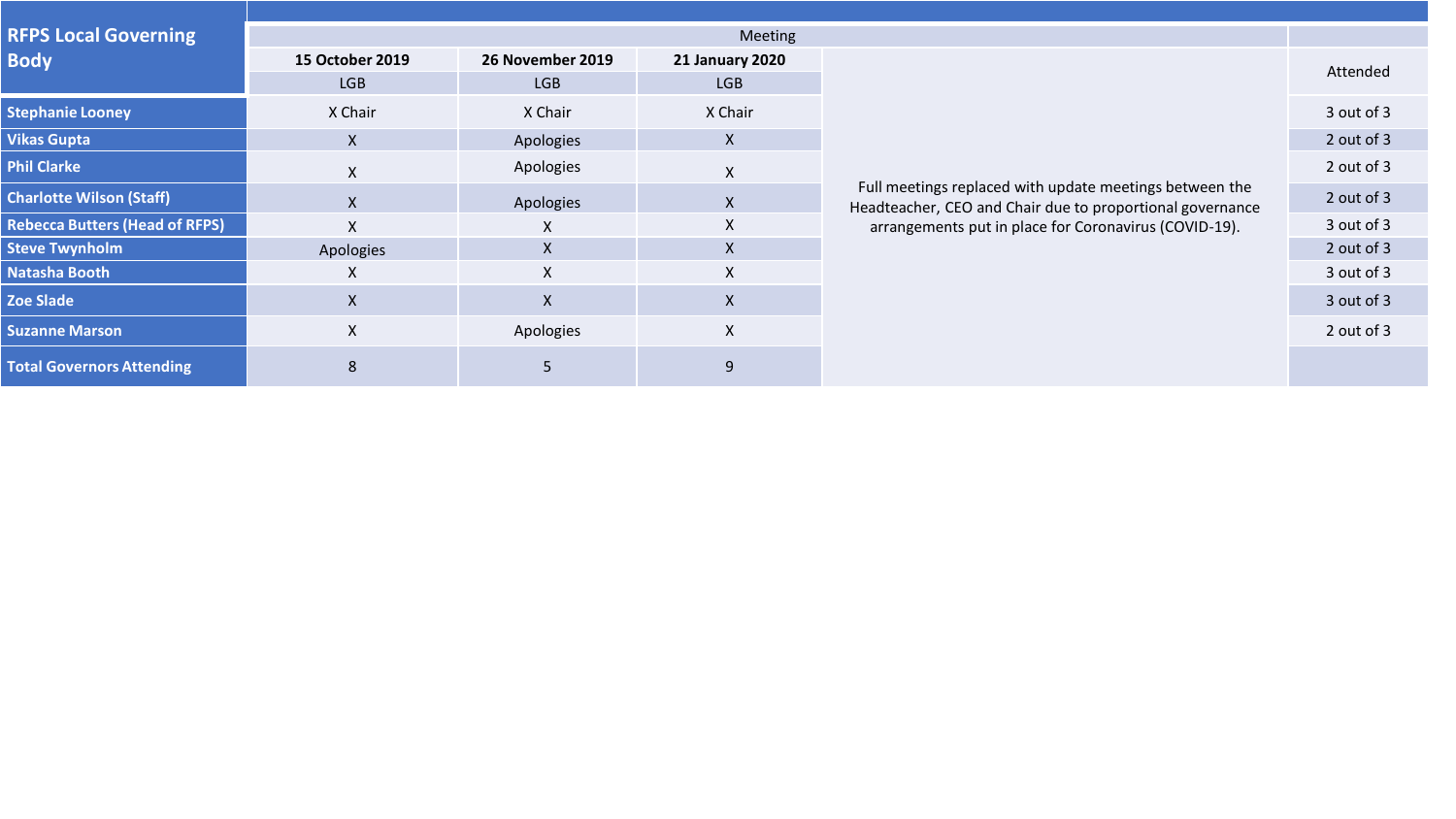| RFPS Local Governing Body | Meeting | | | | |
|---|---|---|---|---|---|
| | 15 October 2019 | 26 November 2019 | 21 January 2020 | | Attended |
| | LGB | LGB | LGB | | |
| **Stephanie Looney** | X Chair | X Chair | X Chair | Full meetings replaced with update meetings between the Headteacher, CEO and Chair due to proportional governance arrangements put in place for Coronavirus (COVID-19). | 3 out of 3 |
| **Vikas Gupta** | X | Apologies | X | | 2 out of 3 |
| **Phil Clarke** | X | Apologies | X | | 2 out of 3 |
| **Charlotte Wilson (Staff)** | X | Apologies | X | | 2 out of 3 |
| **Rebecca Butters (Head of RFPS)** | X | X | X | | 3 out of 3 |
| **Steve Twynholm** | Apologies | X | X | | 2 out of 3 |
| **Natasha Booth** | X | X | X | | 3 out of 3 |
| **Zoe Slade** | X | X | X | | 3 out of 3 |
| **Suzanne Marson** | X | Apologies | X | | 2 out of 3 |
| **Total Governors Attending** | 8 | 5 | 9 | | |